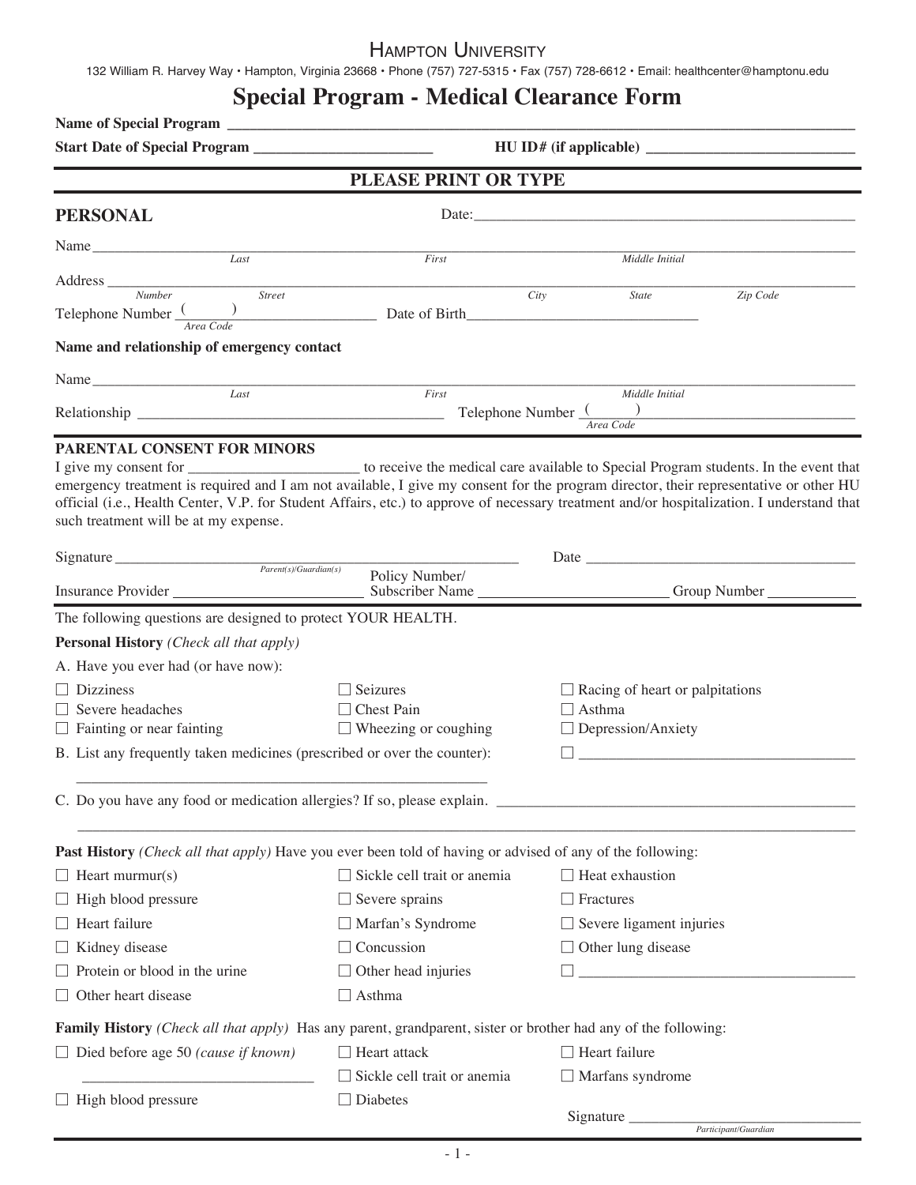# Hampton University

132 William R. Harvey Way • Hampton, Virginia 23668 • Phone (757) 727-5315 • Fax (757) 728-6612 • Email: healthcenter@hamptonu.edu

## Special Program - Medical Clearance Form

**Name of Special Program** ______________________________________________

**Start Date of Special Program** ______________________ **HU ID# (if applicable)** ______________________

**PLEASE PRINT OR TYPE**

### PERSONAL

Date: ______________________________

Name ______________________________________________
*Last* *First* *Middle Initial*

Address ______________________________________________
*Number* *Street* *City* *State* *Zip Code*

Telephone Number ( ) ______________ Date of Birth ______________________
*Area Code*

**Name and relationship of emergency contact**

Name ______________________________________________
*Last* *First* *Middle Initial*

Relationship ______________________ Telephone Number ( ) ______________________
*Area Code*

### PARENTAL CONSENT FOR MINORS

I give my consent for ______________________ to receive the medical care available to Special Program students. In the event that emergency treatment is required and I am not available, I give my consent for the program director, their representative or other HU official (i.e., Health Center, V.P. for Student Affairs, etc.) to approve of necessary treatment and/or hospitalization. I understand that such treatment will be at my expense.

Signature ______________________________ Date ______________________
*Parent(s)/Guardian(s)*

Insurance Provider ______________________ Policy Number/ Subscriber Name ______________________ Group Number ____________

The following questions are designed to protect YOUR HEALTH.

**Personal History** *(Check all that apply)*

A. Have you ever had (or have now):

- ☐ Dizziness
- ☐ Severe headaches
- ☐ Fainting or near fainting
- ☐ Seizures
- ☐ Chest Pain
- ☐ Wheezing or coughing
- ☐ Racing of heart or palpitations
- ☐ Asthma
- ☐ Depression/Anxiety
- ☐ ______________________

B. List any frequently taken medicines (prescribed or over the counter):

______________________________________________

C. Do you have any food or medication allergies? If so, please explain. ______________________________________________

______________________________________________

**Past History** *(Check all that apply)* Have you ever been told of having or advised of any of the following:

- ☐ Heart murmur(s)
- ☐ High blood pressure
- ☐ Heart failure
- ☐ Kidney disease
- ☐ Protein or blood in the urine
- ☐ Other heart disease
- ☐ Sickle cell trait or anemia
- ☐ Severe sprains
- ☐ Marfan's Syndrome
- ☐ Concussion
- ☐ Other head injuries
- ☐ Asthma
- ☐ Heat exhaustion
- ☐ Fractures
- ☐ Severe ligament injuries
- ☐ Other lung disease
- ☐ ______________________

**Family History** *(Check all that apply)* Has any parent, grandparent, sister or brother had any of the following:

- ☐ Died before age 50 *(cause if known)* ______________________
- ☐ High blood pressure
- ☐ Heart attack
- ☐ Sickle cell trait or anemia
- ☐ Diabetes
- ☐ Heart failure
- ☐ Marfans syndrome

Signature ______________________
*Participant/Guardian*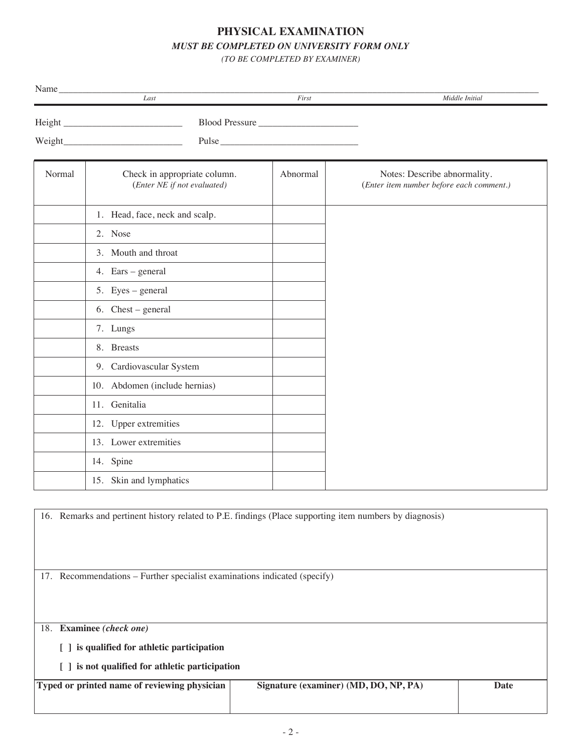# PHYSICAL EXAMINATION

***MUST BE COMPLETED ON UNIVERSITY FORM ONLY***

*(TO BE COMPLETED BY EXAMINER)*

Name ______________________________________________
*Last* *First* *Middle Initial*

Height ____________________ Blood Pressure ____________________

Weight ____________________ Pulse ____________________

| Normal | Check in appropriate column. (*Enter NE if not evaluated*) | Abnormal | Notes: Describe abnormality. (*Enter item number before each comment.*) |
|---|---|---|---|
| | 1. Head, face, neck and scalp. | | |
| | 2. Nose | | |
| | 3. Mouth and throat | | |
| | 4. Ears – general | | |
| | 5. Eyes – general | | |
| | 6. Chest – general | | |
| | 7. Lungs | | |
| | 8. Breasts | | |
| | 9. Cardiovascular System | | |
| | 10. Abdomen (include hernias) | | |
| | 11. Genitalia | | |
| | 12. Upper extremities | | |
| | 13. Lower extremities | | |
| | 14. Spine | | |
| | 15. Skin and lymphatics | | |

16. Remarks and pertinent history related to P.E. findings (Place supporting item numbers by diagnosis)

17. Recommendations – Further specialist examinations indicated (specify)

18. **Examinee *(check one)***

**[ ] is qualified for athletic participation**

**[ ] is not qualified for athletic participation**

| Typed or printed name of reviewing physician | Signature (examiner) (MD, DO, NP, PA) | Date |
|---|---|---|
| | | |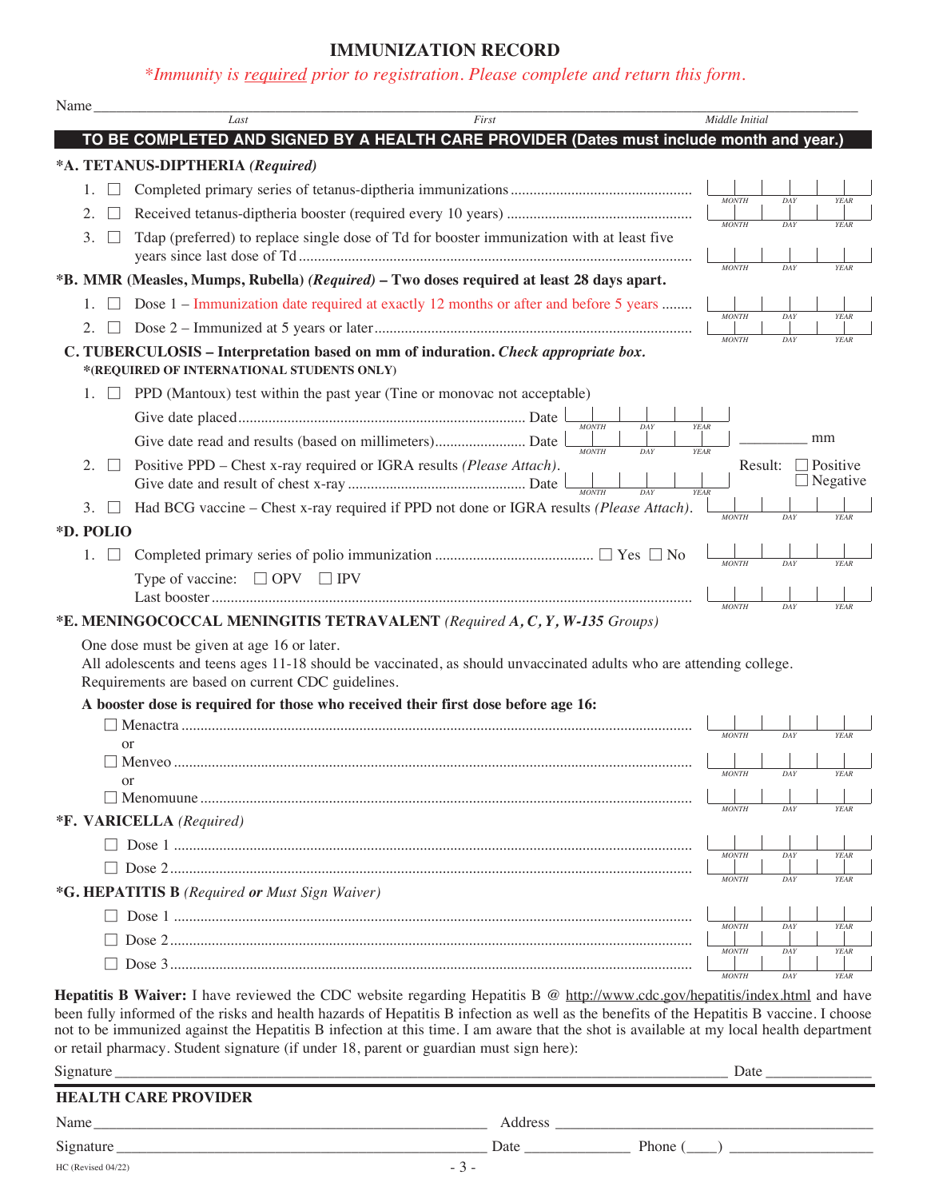# IMMUNIZATION RECORD

*\*Immunity is required prior to registration. Please complete and return this form.*

Name ______________________________________________________________________________
Last First Middle Initial

**TO BE COMPLETED AND SIGNED BY A HEALTH CARE PROVIDER (Dates must include month and year.)**

## *A. TETANUS-DIPTHERIA *(Required)*

1. ☐ Completed primary series of tetanus-diptheria immunizations ............ MONTH | DAY | YEAR
2. ☐ Received tetanus-diptheria booster (required every 10 years) ............ MONTH | DAY | YEAR
3. ☐ Tdap (preferred) to replace single dose of Td for booster immunization with at least five years since last dose of Td ............ MONTH | DAY | YEAR

## *B. MMR (Measles, Mumps, Rubella) *(Required)* – Two doses required at least 28 days apart.

1. ☐ Dose 1 – Immunization date required at exactly 12 months or after and before 5 years ........ MONTH | DAY | YEAR
2. ☐ Dose 2 – Immunized at 5 years or later ............ MONTH | DAY | YEAR

## C. TUBERCULOSIS – Interpretation based on mm of induration. *Check appropriate box.*

**\*(REQUIRED OF INTERNATIONAL STUDENTS ONLY)**

1. ☐ PPD (Mantoux) test within the past year (Tine or monovac not acceptable)

   Give date placed ............ Date MONTH | DAY | YEAR

   Give date read and results (based on millimeters) ............ Date MONTH | DAY | YEAR ________ mm

2. ☐ Positive PPD – Chest x-ray required or IGRA results *(Please Attach)*. Result: ☐ Positive ☐ Negative

   Give date and result of chest x-ray ............ Date MONTH | DAY | YEAR

3. ☐ Had BCG vaccine – Chest x-ray required if PPD not done or IGRA results *(Please Attach)*. MONTH | DAY | YEAR

## *D. POLIO

1. ☐ Completed primary series of polio immunization ............ ☐ Yes ☐ No MONTH | DAY | YEAR

   Type of vaccine: ☐ OPV ☐ IPV

   Last booster ............ MONTH | DAY | YEAR

## *E. MENINGOCOCCAL MENINGITIS TETRAVALENT *(Required A, C, Y, W-135 Groups)*

One dose must be given at age 16 or later.
All adolescents and teens ages 11-18 should be vaccinated, as should unvaccinated adults who are attending college.
Requirements are based on current CDC guidelines.

**A booster dose is required for those who received their first dose before age 16:**

☐ Menactra ............ MONTH | DAY | YEAR
or
☐ Menveo ............ MONTH | DAY | YEAR
or
☐ Menomuune ............ MONTH | DAY | YEAR

## *F. VARICELLA *(Required)*

☐ Dose 1 ............ MONTH | DAY | YEAR
☐ Dose 2 ............ MONTH | DAY | YEAR

## *G. HEPATITIS B *(Required **or** Must Sign Waiver)*

☐ Dose 1 ............ MONTH | DAY | YEAR
☐ Dose 2 ............ MONTH | DAY | YEAR
☐ Dose 3 ............ MONTH | DAY | YEAR

**Hepatitis B Waiver:** I have reviewed the CDC website regarding Hepatitis B @ http://www.cdc.gov/hepatitis/index.html and have been fully informed of the risks and health hazards of Hepatitis B infection as well as the benefits of the Hepatitis B vaccine. I choose not to be immunized against the Hepatitis B infection at this time. I am aware that the shot is available at my local health department or retail pharmacy. Student signature (if under 18, parent or guardian must sign here):

Signature ____________________________________________ Date ____________

## HEALTH CARE PROVIDER

Name ______________________________ Address ______________________________

Signature ______________________________ Date ____________ Phone (____) ______________

HC (Revised 04/22)